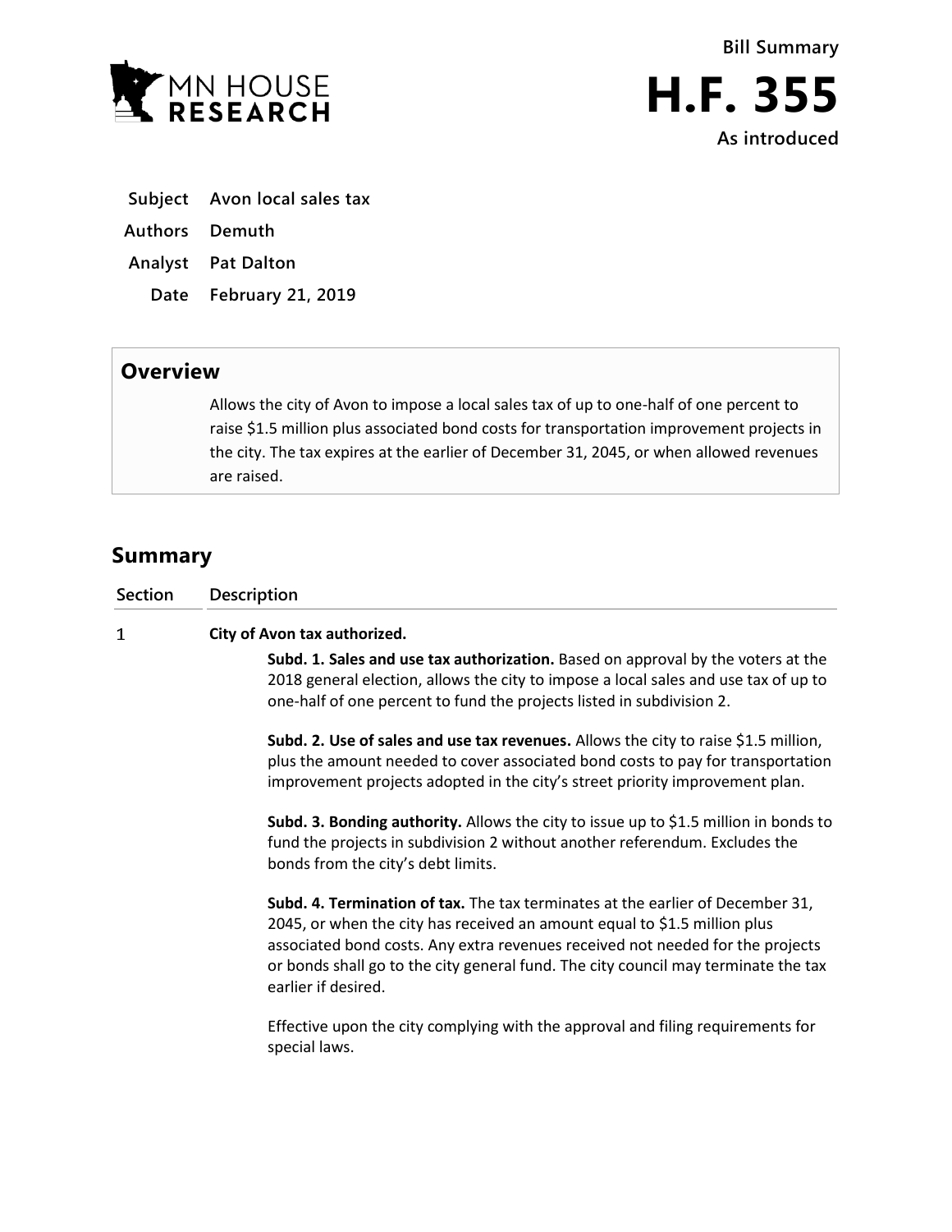MN HOUSE RESEARCH

**Bill Summary**

# H.F. 355

**As introduced**

| | |
|---|---|
| **Subject** | **Avon local sales tax** |
| **Authors** | **Demuth** |
| **Analyst** | **Pat Dalton** |
| **Date** | **February 21, 2019** |

## Overview

Allows the city of Avon to impose a local sales tax of up to one-half of one percent to raise $1.5 million plus associated bond costs for transportation improvement projects in the city. The tax expires at the earlier of December 31, 2045, or when allowed revenues are raised.

## Summary

| Section | Description |
|---|---|
| 1 | **City of Avon tax authorized.** |

**Subd. 1. Sales and use tax authorization.** Based on approval by the voters at the 2018 general election, allows the city to impose a local sales and use tax of up to one-half of one percent to fund the projects listed in subdivision 2.

**Subd. 2. Use of sales and use tax revenues.** Allows the city to raise $1.5 million, plus the amount needed to cover associated bond costs to pay for transportation improvement projects adopted in the city's street priority improvement plan.

**Subd. 3. Bonding authority.** Allows the city to issue up to $1.5 million in bonds to fund the projects in subdivision 2 without another referendum. Excludes the bonds from the city's debt limits.

**Subd. 4. Termination of tax.** The tax terminates at the earlier of December 31, 2045, or when the city has received an amount equal to $1.5 million plus associated bond costs. Any extra revenues received not needed for the projects or bonds shall go to the city general fund. The city council may terminate the tax earlier if desired.

Effective upon the city complying with the approval and filing requirements for special laws.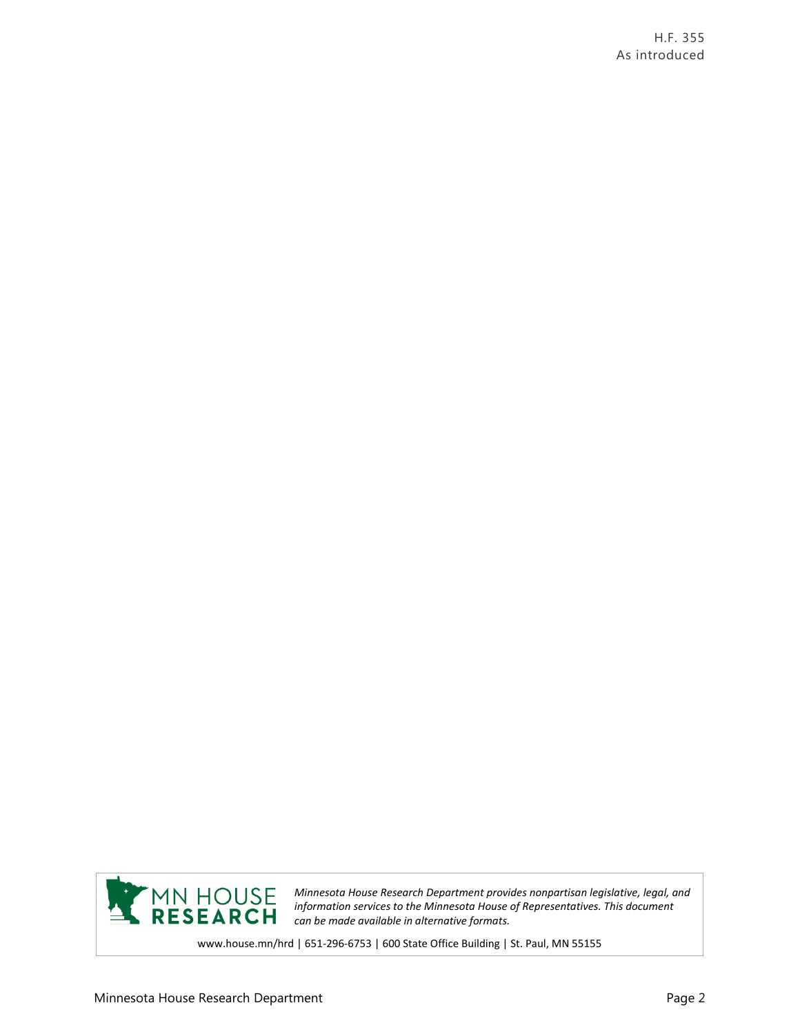MN HOUSE RESEARCH

*Minnesota House Research Department provides nonpartisan legislative, legal, and information services to the Minnesota House of Representatives. This document can be made available in alternative formats.*

www.house.mn/hrd | 651-296-6753 | 600 State Office Building | St. Paul, MN 55155